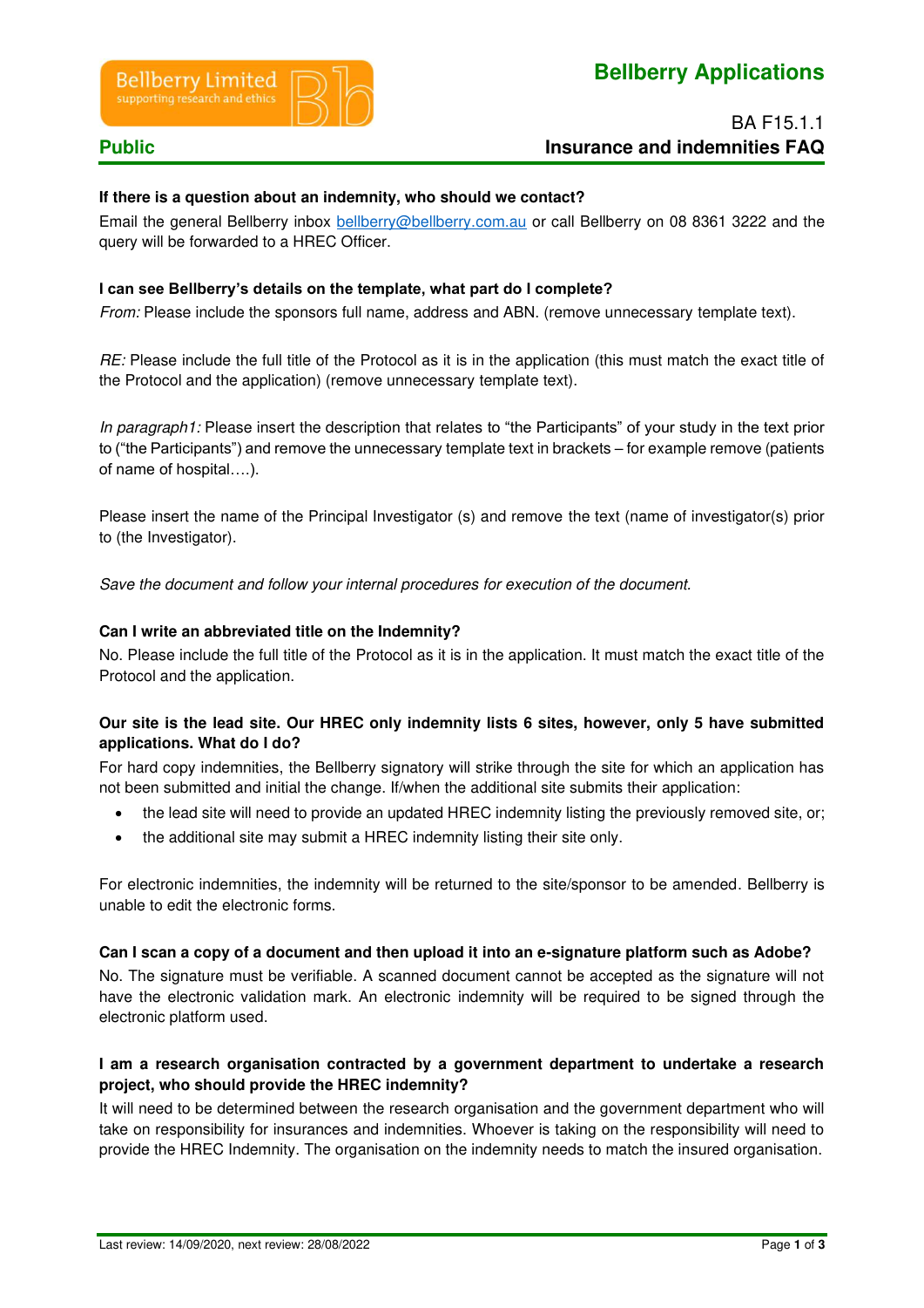Bellberry Limited
supporting research and ethics

**Bellberry Applications**

**Public**

BA F15.1.1
**Insurance and indemnities FAQ**

**If there is a question about an indemnity, who should we contact?**

Email the general Bellberry inbox bellberry@bellberry.com.au or call Bellberry on 08 8361 3222 and the query will be forwarded to a HREC Officer.

**I can see Bellberry's details on the template, what part do I complete?**

*From:* Please include the sponsors full name, address and ABN. (remove unnecessary template text).

*RE:* Please include the full title of the Protocol as it is in the application (this must match the exact title of the Protocol and the application) (remove unnecessary template text).

*In paragraph1:* Please insert the description that relates to "the Participants" of your study in the text prior to ("the Participants") and remove the unnecessary template text in brackets – for example remove (patients of name of hospital….).

Please insert the name of the Principal Investigator (s) and remove the text (name of investigator(s) prior to (the Investigator).

*Save the document and follow your internal procedures for execution of the document.*

**Can I write an abbreviated title on the Indemnity?**

No. Please include the full title of the Protocol as it is in the application. It must match the exact title of the Protocol and the application.

**Our site is the lead site. Our HREC only indemnity lists 6 sites, however, only 5 have submitted applications. What do I do?**

For hard copy indemnities, the Bellberry signatory will strike through the site for which an application has not been submitted and initial the change. If/when the additional site submits their application:

- the lead site will need to provide an updated HREC indemnity listing the previously removed site, or;
- the additional site may submit a HREC indemnity listing their site only.

For electronic indemnities, the indemnity will be returned to the site/sponsor to be amended. Bellberry is unable to edit the electronic forms.

**Can I scan a copy of a document and then upload it into an e-signature platform such as Adobe?**

No. The signature must be verifiable. A scanned document cannot be accepted as the signature will not have the electronic validation mark. An electronic indemnity will be required to be signed through the electronic platform used.

**I am a research organisation contracted by a government department to undertake a research project, who should provide the HREC indemnity?**

It will need to be determined between the research organisation and the government department who will take on responsibility for insurances and indemnities. Whoever is taking on the responsibility will need to provide the HREC Indemnity. The organisation on the indemnity needs to match the insured organisation.

Last review: 14/09/2020, next review: 28/08/2022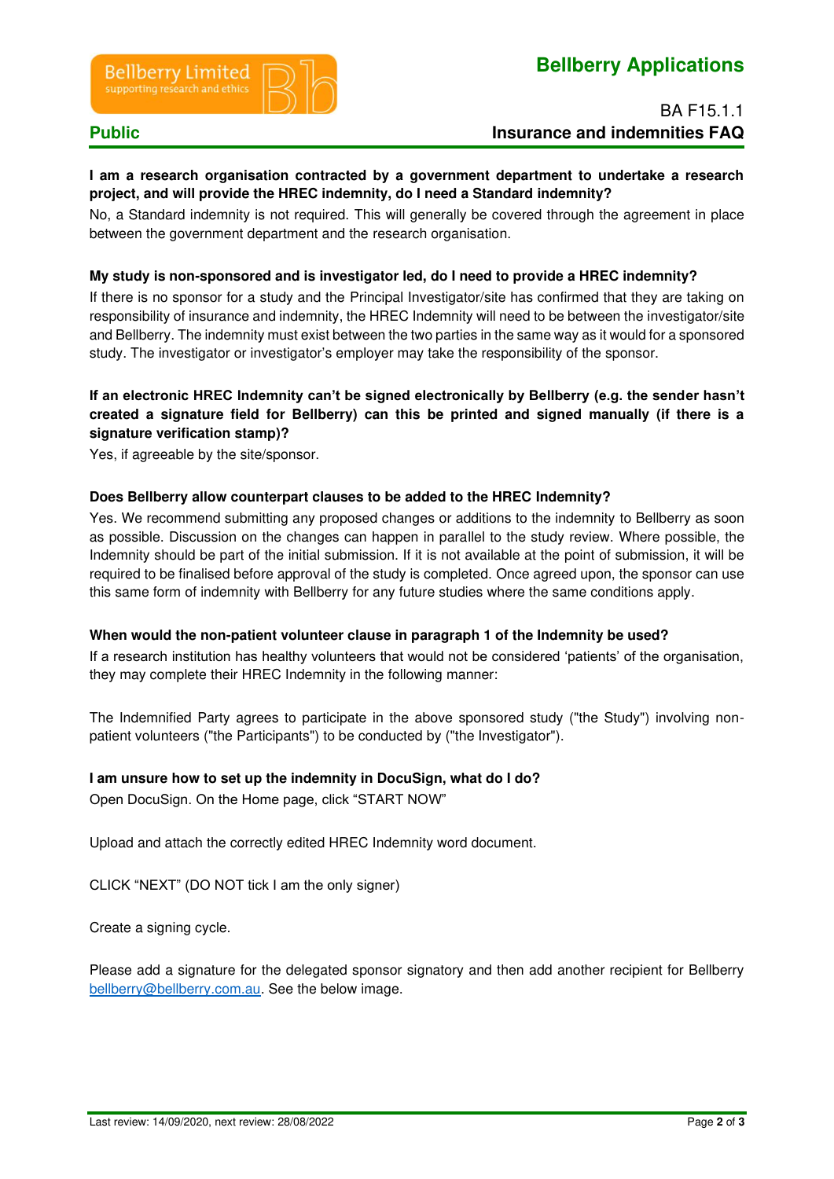**I am a research organisation contracted by a government department to undertake a research project, and will provide the HREC indemnity, do I need a Standard indemnity?**

No, a Standard indemnity is not required. This will generally be covered through the agreement in place between the government department and the research organisation.

**My study is non-sponsored and is investigator led, do I need to provide a HREC indemnity?**

If there is no sponsor for a study and the Principal Investigator/site has confirmed that they are taking on responsibility of insurance and indemnity, the HREC Indemnity will need to be between the investigator/site and Bellberry. The indemnity must exist between the two parties in the same way as it would for a sponsored study. The investigator or investigator's employer may take the responsibility of the sponsor.

**If an electronic HREC Indemnity can't be signed electronically by Bellberry (e.g. the sender hasn't created a signature field for Bellberry) can this be printed and signed manually (if there is a signature verification stamp)?**

Yes, if agreeable by the site/sponsor.

**Does Bellberry allow counterpart clauses to be added to the HREC Indemnity?**

Yes. We recommend submitting any proposed changes or additions to the indemnity to Bellberry as soon as possible. Discussion on the changes can happen in parallel to the study review. Where possible, the Indemnity should be part of the initial submission. If it is not available at the point of submission, it will be required to be finalised before approval of the study is completed. Once agreed upon, the sponsor can use this same form of indemnity with Bellberry for any future studies where the same conditions apply.

**When would the non-patient volunteer clause in paragraph 1 of the Indemnity be used?**

If a research institution has healthy volunteers that would not be considered 'patients' of the organisation, they may complete their HREC Indemnity in the following manner:

The Indemnified Party agrees to participate in the above sponsored study ("the Study") involving non-patient volunteers ("the Participants") to be conducted by ("the Investigator").

**I am unsure how to set up the indemnity in DocuSign, what do I do?**

Open DocuSign. On the Home page, click "START NOW"

Upload and attach the correctly edited HREC Indemnity word document.

CLICK "NEXT" (DO NOT tick I am the only signer)

Create a signing cycle.

Please add a signature for the delegated sponsor signatory and then add another recipient for Bellberry bellberry@bellberry.com.au. See the below image.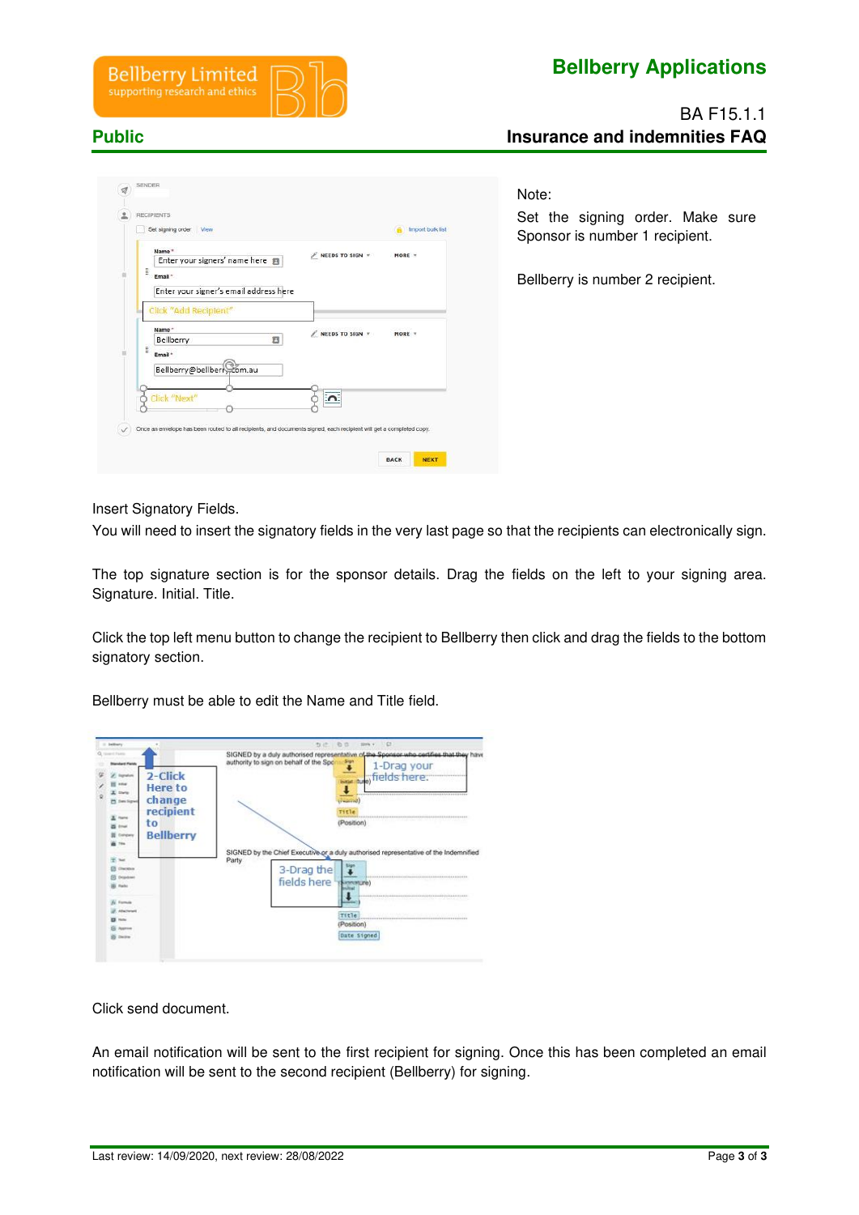Note:

Set the signing order. Make sure Sponsor is number 1 recipient.

Bellberry is number 2 recipient.

Insert Signatory Fields.

You will need to insert the signatory fields in the very last page so that the recipients can electronically sign.

The top signature section is for the sponsor details. Drag the fields on the left to your signing area. Signature. Initial. Title.

Click the top left menu button to change the recipient to Bellberry then click and drag the fields to the bottom signatory section.

Bellberry must be able to edit the Name and Title field.

Click send document.

An email notification will be sent to the first recipient for signing. Once this has been completed an email notification will be sent to the second recipient (Bellberry) for signing.